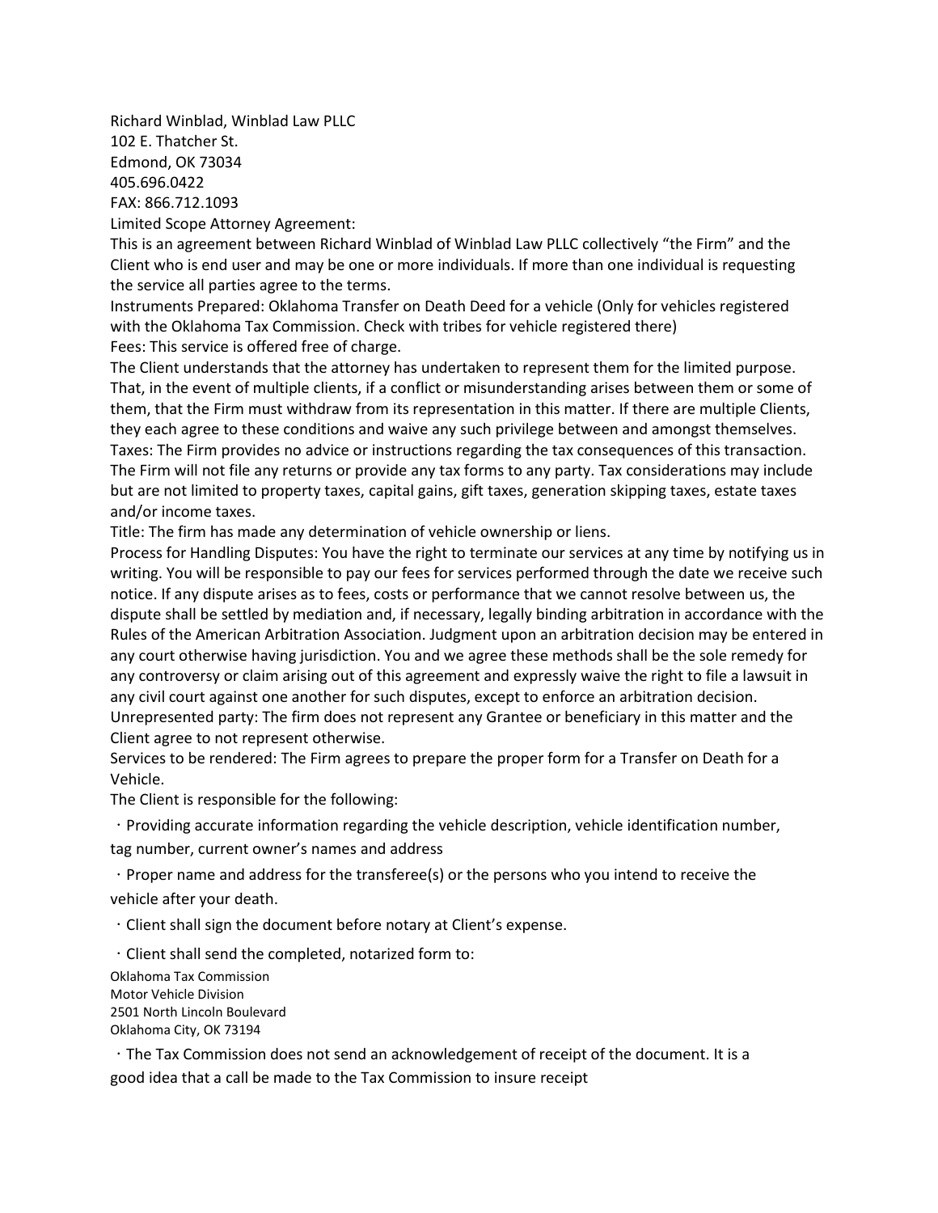Richard Winblad, Winblad Law PLLC
102 E. Thatcher St.
Edmond, OK 73034
405.696.0422
FAX: 866.712.1093

Limited Scope Attorney Agreement:

This is an agreement between Richard Winblad of Winblad Law PLLC collectively "the Firm" and the Client who is end user and may be one or more individuals. If more than one individual is requesting the service all parties agree to the terms.

Instruments Prepared: Oklahoma Transfer on Death Deed for a vehicle (Only for vehicles registered with the Oklahoma Tax Commission. Check with tribes for vehicle registered there)

Fees: This service is offered free of charge.

The Client understands that the attorney has undertaken to represent them for the limited purpose. That, in the event of multiple clients, if a conflict or misunderstanding arises between them or some of them, that the Firm must withdraw from its representation in this matter. If there are multiple Clients, they each agree to these conditions and waive any such privilege between and amongst themselves.

Taxes: The Firm provides no advice or instructions regarding the tax consequences of this transaction. The Firm will not file any returns or provide any tax forms to any party. Tax considerations may include but are not limited to property taxes, capital gains, gift taxes, generation skipping taxes, estate taxes and/or income taxes.

Title: The firm has made any determination of vehicle ownership or liens.

Process for Handling Disputes: You have the right to terminate our services at any time by notifying us in writing. You will be responsible to pay our fees for services performed through the date we receive such notice. If any dispute arises as to fees, costs or performance that we cannot resolve between us, the dispute shall be settled by mediation and, if necessary, legally binding arbitration in accordance with the Rules of the American Arbitration Association. Judgment upon an arbitration decision may be entered in any court otherwise having jurisdiction. You and we agree these methods shall be the sole remedy for any controversy or claim arising out of this agreement and expressly waive the right to file a lawsuit in any civil court against one another for such disputes, except to enforce an arbitration decision.

Unrepresented party: The firm does not represent any Grantee or beneficiary in this matter and the Client agree to not represent otherwise.

Services to be rendered: The Firm agrees to prepare the proper form for a Transfer on Death for a Vehicle.

The Client is responsible for the following:

- Providing accurate information regarding the vehicle description, vehicle identification number, tag number, current owner's names and address
- Proper name and address for the transferee(s) or the persons who you intend to receive the vehicle after your death.
- Client shall sign the document before notary at Client's expense.
- Client shall send the completed, notarized form to:

Oklahoma Tax Commission
Motor Vehicle Division
2501 North Lincoln Boulevard
Oklahoma City, OK 73194

- The Tax Commission does not send an acknowledgement of receipt of the document. It is a good idea that a call be made to the Tax Commission to insure receipt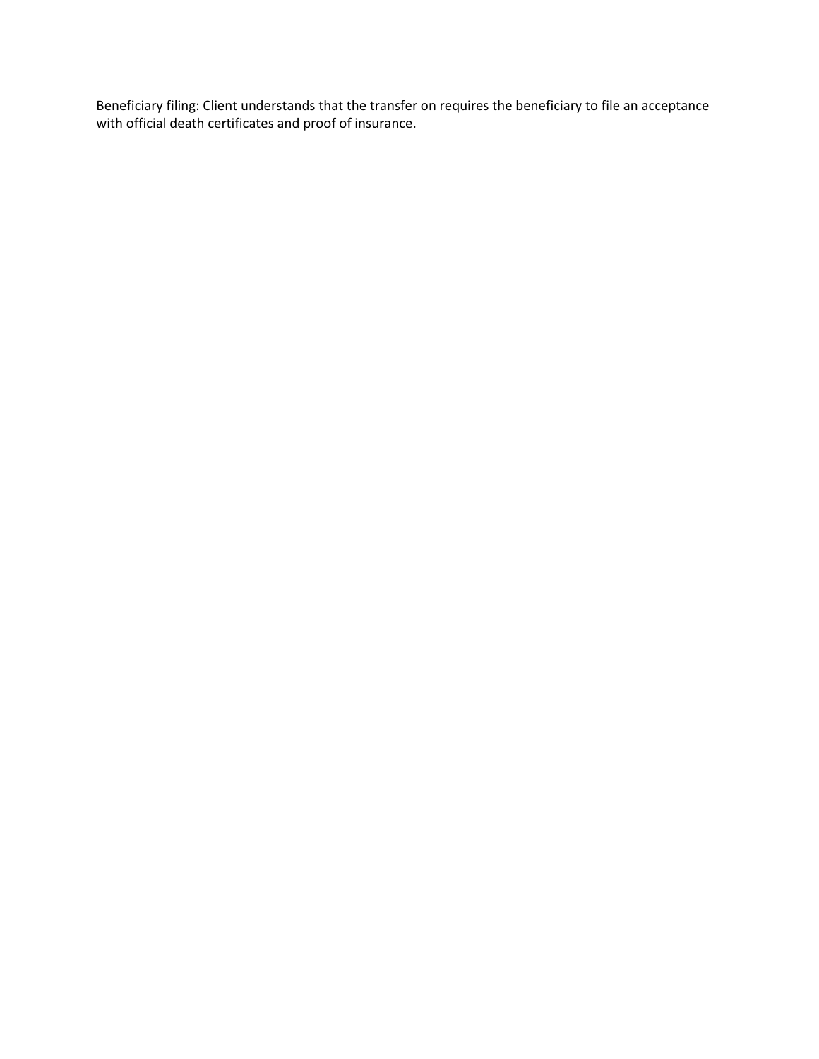Beneficiary filing: Client understands that the transfer on requires the beneficiary to file an acceptance with official death certificates and proof of insurance.